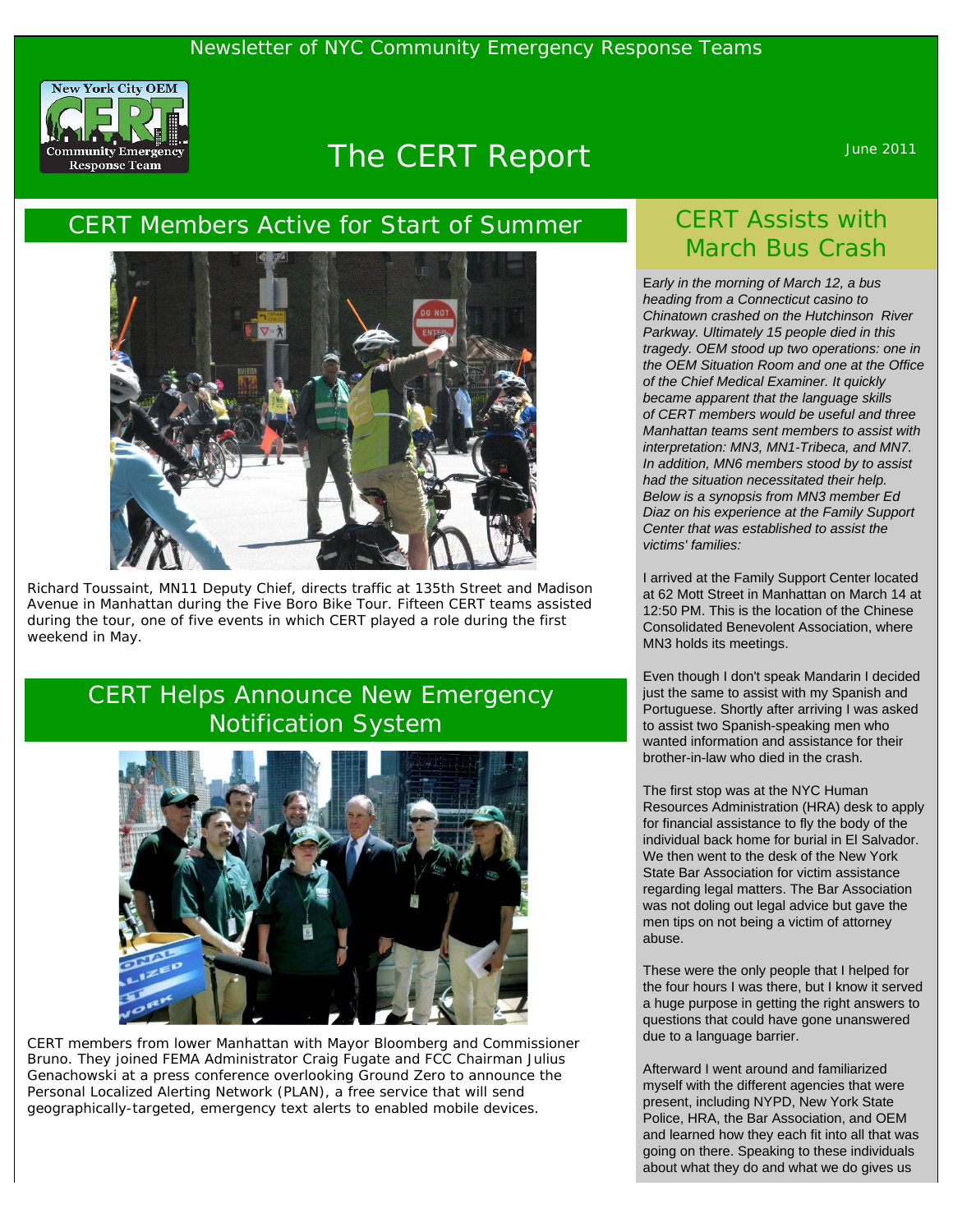Newsletter of NYC Community Emergency Response Teams

# The CERT Report

June 2011

## CERT Members Active for Start of Summer

Richard Toussaint, MN11 Deputy Chief, directs traffic at 135th Street and Madison Avenue in Manhattan during the Five Boro Bike Tour. Fifteen CERT teams assisted during the tour, one of five events in which CERT played a role during the first weekend in May.

## CERT Helps Announce New Emergency Notification System

CERT members from lower Manhattan with Mayor Bloomberg and Commissioner Bruno. They joined FEMA Administrator Craig Fugate and FCC Chairman Julius Genachowski at a press conference overlooking Ground Zero to announce the Personal Localized Alerting Network (PLAN), a free service that will send geographically-targeted, emergency text alerts to enabled mobile devices.

## CERT Assists with March Bus Crash

*Early in the morning of March 12, a bus heading from a Connecticut casino to Chinatown crashed on the Hutchinson River Parkway. Ultimately 15 people died in this tragedy. OEM stood up two operations: one in the OEM Situation Room and one at the Office of the Chief Medical Examiner. It quickly became apparent that the language skills of CERT members would be useful and three Manhattan teams sent members to assist with interpretation: MN3, MN1-Tribeca, and MN7. In addition, MN6 members stood by to assist had the situation necessitated their help. Below is a synopsis from MN3 member Ed Diaz on his experience at the Family Support Center that was established to assist the victims' families:*

I arrived at the Family Support Center located at 62 Mott Street in Manhattan on March 14 at 12:50 PM. This is the location of the Chinese Consolidated Benevolent Association, where MN3 holds its meetings.

Even though I don't speak Mandarin I decided just the same to assist with my Spanish and Portuguese. Shortly after arriving I was asked to assist two Spanish-speaking men who wanted information and assistance for their brother-in-law who died in the crash.

The first stop was at the NYC Human Resources Administration (HRA) desk to apply for financial assistance to fly the body of the individual back home for burial in El Salvador. We then went to the desk of the New York State Bar Association for victim assistance regarding legal matters. The Bar Association was not doling out legal advice but gave the men tips on not being a victim of attorney abuse.

These were the only people that I helped for the four hours I was there, but I know it served a huge purpose in getting the right answers to questions that could have gone unanswered due to a language barrier.

Afterward I went around and familiarized myself with the different agencies that were present, including NYPD, New York State Police, HRA, the Bar Association, and OEM and learned how they each fit into all that was going on there. Speaking to these individuals about what they do and what we do gives us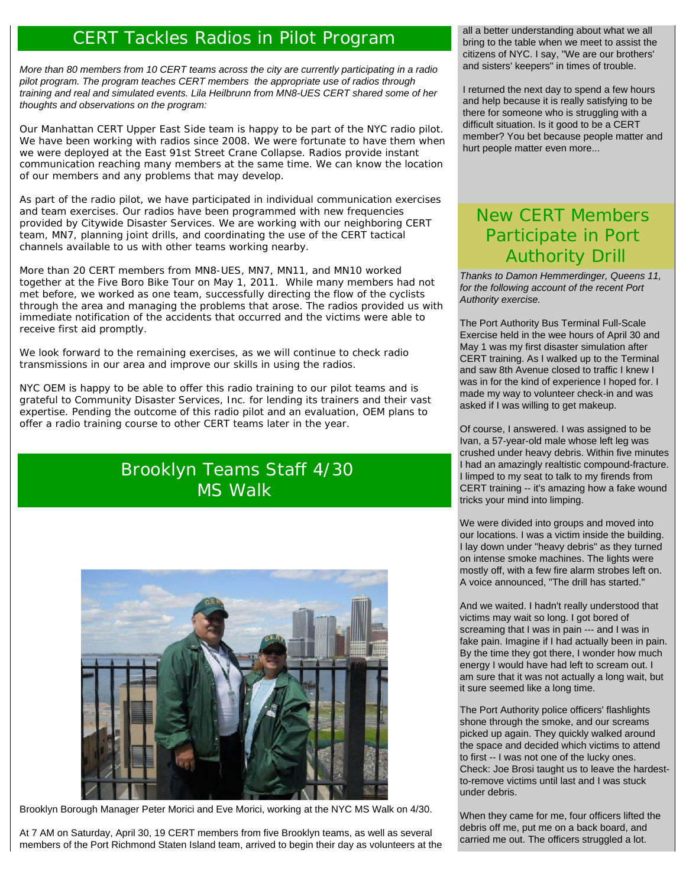## CERT Tackles Radios in Pilot Program

*More than 80 members from 10 CERT teams across the city are currently participating in a radio pilot program. The program teaches CERT members the appropriate use of radios through training and real and simulated events. Lila Heilbrunn from MN8-UES CERT shared some of her thoughts and observations on the program:*

Our Manhattan CERT Upper East Side team is happy to be part of the NYC radio pilot. We have been working with radios since 2008. We were fortunate to have them when we were deployed at the East 91st Street Crane Collapse. Radios provide instant communication reaching many members at the same time. We can know the location of our members and any problems that may develop.

As part of the radio pilot, we have participated in individual communication exercises and team exercises. Our radios have been programmed with new frequencies provided by Citywide Disaster Services. We are working with our neighboring CERT team, MN7, planning joint drills, and coordinating the use of the CERT tactical channels available to us with other teams working nearby.

More than 20 CERT members from MN8-UES, MN7, MN11, and MN10 worked together at the Five Boro Bike Tour on May 1, 2011. While many members had not met before, we worked as one team, successfully directing the flow of the cyclists through the area and managing the problems that arose. The radios provided us with immediate notification of the accidents that occurred and the victims were able to receive first aid promptly.

We look forward to the remaining exercises, as we will continue to check radio transmissions in our area and improve our skills in using the radios.

NYC OEM is happy to be able to offer this radio training to our pilot teams and is grateful to Community Disaster Services, Inc. for lending its trainers and their vast expertise. Pending the outcome of this radio pilot and an evaluation, OEM plans to offer a radio training course to other CERT teams later in the year.

## Brooklyn Teams Staff 4/30 MS Walk

Brooklyn Borough Manager Peter Morici and Eve Morici, working at the NYC MS Walk on 4/30.

At 7 AM on Saturday, April 30, 19 CERT members from five Brooklyn teams, as well as several members of the Port Richmond Staten Island team, arrived to begin their day as volunteers at the

all a better understanding about what we all bring to the table when we meet to assist the citizens of NYC. I say, "We are our brothers' and sisters' keepers" in times of trouble.

I returned the next day to spend a few hours and help because it is really satisfying to be there for someone who is struggling with a difficult situation. Is it good to be a CERT member? You bet because people matter and hurt people matter even more...

## New CERT Members Participate in Port Authority Drill

*Thanks to Damon Hemmerdinger, Queens 11, for the following account of the recent Port Authority exercise.*

The Port Authority Bus Terminal Full-Scale Exercise held in the wee hours of April 30 and May 1 was my first disaster simulation after CERT training. As I walked up to the Terminal and saw 8th Avenue closed to traffic I knew I was in for the kind of experience I hoped for. I made my way to volunteer check-in and was asked if I was willing to get makeup.

Of course, I answered. I was assigned to be Ivan, a 57-year-old male whose left leg was crushed under heavy debris. Within five minutes I had an amazingly realtistic compound-fracture. I limped to my seat to talk to my firends from CERT training -- it's amazing how a fake wound tricks your mind into limping.

We were divided into groups and moved into our locations. I was a victim inside the building. I lay down under "heavy debris" as they turned on intense smoke machines. The lights were mostly off, with a few fire alarm strobes left on. A voice announced, "The drill has started."

And we waited. I hadn't really understood that victims may wait so long. I got bored of screaming that I was in pain --- and I was in fake pain. Imagine if I had actually been in pain. By the time they got there, I wonder how much energy I would have had left to scream out. I am sure that it was not actually a long wait, but it sure seemed like a long time.

The Port Authority police officers' flashlights shone through the smoke, and our screams picked up again. They quickly walked around the space and decided which victims to attend to first -- I was not one of the lucky ones. Check: Joe Brosi taught us to leave the hardest-to-remove victims until last and I was stuck under debris.

When they came for me, four officers lifted the debris off me, put me on a back board, and carried me out. The officers struggled a lot.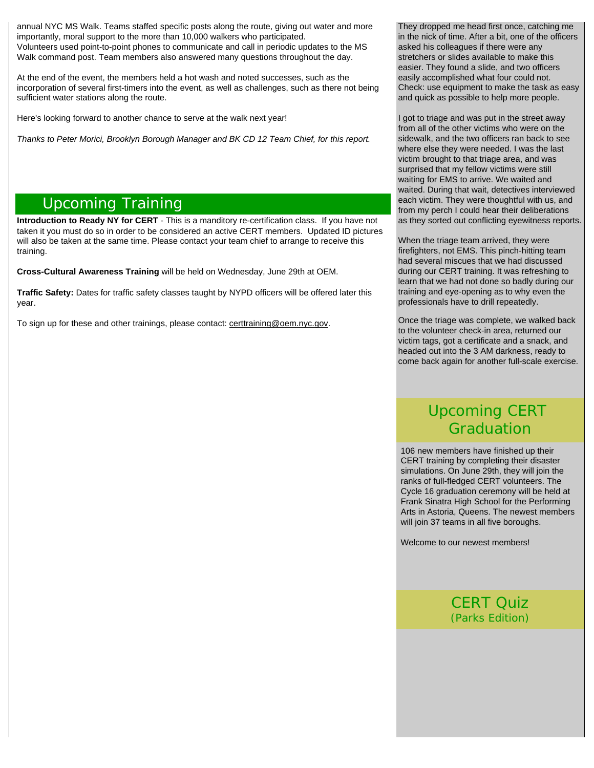annual NYC MS Walk. Teams staffed specific posts along the route, giving out water and more importantly, moral support to the more than 10,000 walkers who participated.
Volunteers used point-to-point phones to communicate and call in periodic updates to the MS Walk command post. Team members also answered many questions throughout the day.

At the end of the event, the members held a hot wash and noted successes, such as the incorporation of several first-timers into the event, as well as challenges, such as there not being sufficient water stations along the route.

Here's looking forward to another chance to serve at the walk next year!

*Thanks to Peter Morici, Brooklyn Borough Manager and BK CD 12 Team Chief, for this report.*

## Upcoming Training

**Introduction to Ready NY for CERT** - This is a manditory re-certification class. If you have not taken it you must do so in order to be considered an active CERT members. Updated ID pictures will also be taken at the same time. Please contact your team chief to arrange to receive this training.

**Cross-Cultural Awareness Training** will be held on Wednesday, June 29th at OEM.

**Traffic Safety:** Dates for traffic safety classes taught by NYPD officers will be offered later this year.

To sign up for these and other trainings, please contact: certtraining@oem.nyc.gov.

They dropped me head first once, catching me in the nick of time. After a bit, one of the officers asked his colleagues if there were any stretchers or slides available to make this easier. They found a slide, and two officers easily accomplished what four could not. Check: use equipment to make the task as easy and quick as possible to help more people.

I got to triage and was put in the street away from all of the other victims who were on the sidewalk, and the two officers ran back to see where else they were needed. I was the last victim brought to that triage area, and was surprised that my fellow victims were still waiting for EMS to arrive. We waited and waited. During that wait, detectives interviewed each victim. They were thoughtful with us, and from my perch I could hear their deliberations as they sorted out conflicting eyewitness reports.

When the triage team arrived, they were firefighters, not EMS. This pinch-hitting team had several miscues that we had discussed during our CERT training. It was refreshing to learn that we had not done so badly during our training and eye-opening as to why even the professionals have to drill repeatedly.

Once the triage was complete, we walked back to the volunteer check-in area, returned our victim tags, got a certificate and a snack, and headed out into the 3 AM darkness, ready to come back again for another full-scale exercise.

## Upcoming CERT Graduation

106 new members have finished up their CERT training by completing their disaster simulations. On June 29th, they will join the ranks of full-fledged CERT volunteers. The Cycle 16 graduation ceremony will be held at Frank Sinatra High School for the Performing Arts in Astoria, Queens. The newest members will join 37 teams in all five boroughs.

Welcome to our newest members!

## CERT Quiz
(Parks Edition)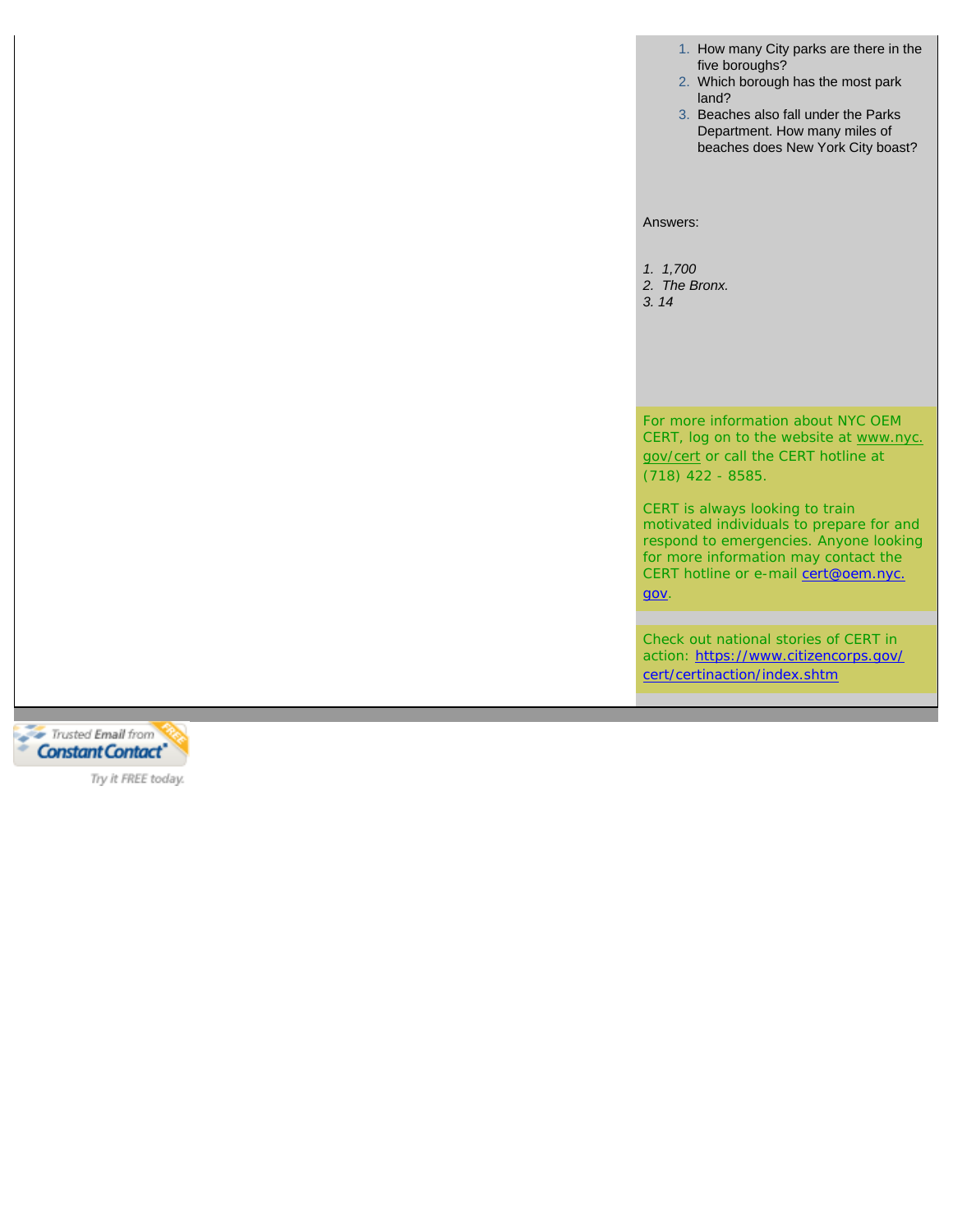1. How many City parks are there in the five boroughs?
2. Which borough has the most park land?
3. Beaches also fall under the Parks Department. How many miles of beaches does New York City boast?

Answers:

*1. 1,700*
*2. The Bronx.*
*3. 14*

For more information about NYC OEM CERT, log on to the website at [www.nyc.gov/cert](www.nyc.gov/cert) or call the CERT hotline at (718) 422 - 8585.

CERT is always looking to train motivated individuals to prepare for and respond to emergencies. Anyone looking for more information may contact the CERT hotline or e-mail [cert@oem.nyc.gov](mailto:cert@oem.nyc.gov).

Check out national stories of CERT in action: [https://www.citizencorps.gov/cert/certinaction/index.shtm](https://www.citizencorps.gov/cert/certinaction/index.shtm)

Trusted Email from Constant Contact

Try it FREE today.